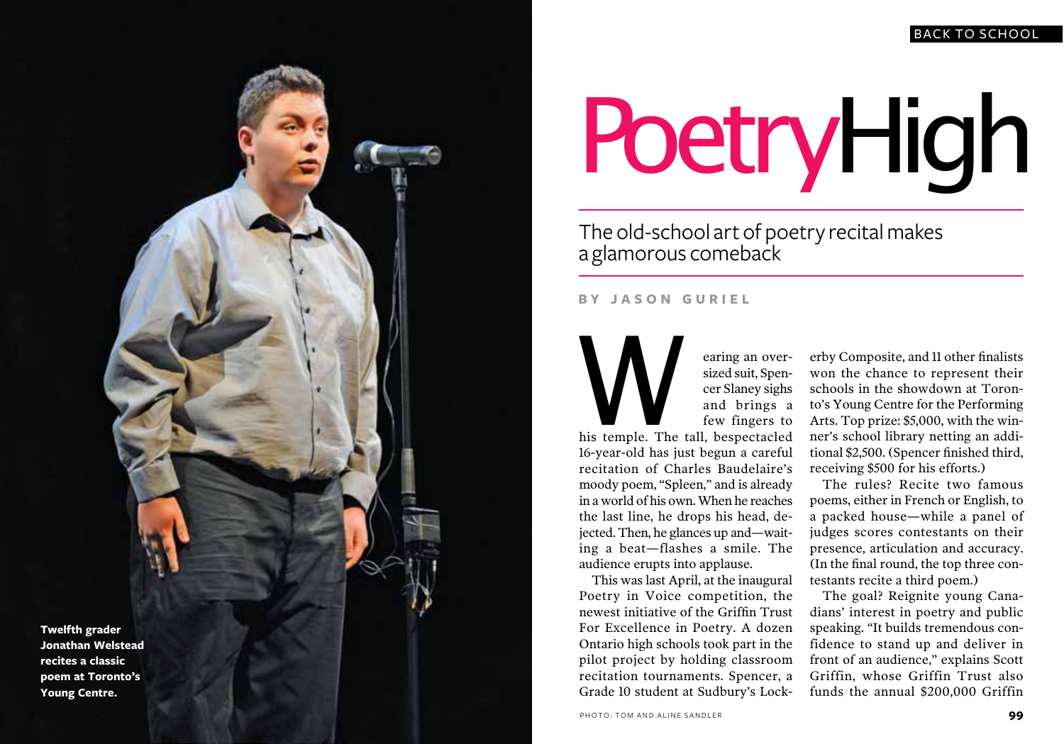# Poetry High

## The old-school art of poetry recital makes a glamorous comeback

BY JASON GURIEL

Twelfth grader Jonathan Welstead recites a classic poem at Toronto's Young Centre.

Wearing an oversized suit, Spencer Slaney sighs and brings a few fingers to his temple. The tall, bespectacled 16-year-old has just begun a careful recitation of Charles Baudelaire's moody poem, "Spleen," and is already in a world of his own. When he reaches the last line, he drops his head, dejected. Then, he glances up and—waiting a beat—flashes a smile. The audience erupts into applause.

This was last April, at the inaugural Poetry in Voice competition, the newest initiative of the Griffin Trust For Excellence in Poetry. A dozen Ontario high schools took part in the pilot project by holding classroom recitation tournaments. Spencer, a Grade 10 student at Sudbury's Lockerby Composite, and 11 other finalists won the chance to represent their schools in the showdown at Toronto's Young Centre for the Performing Arts. Top prize: $5,000, with the winner's school library netting an additional $2,500. (Spencer finished third, receiving $500 for his efforts.)

The rules? Recite two famous poems, either in French or English, to a packed house—while a panel of judges scores contestants on their presence, articulation and accuracy. (In the final round, the top three contestants recite a third poem.)

The goal? Reignite young Canadians' interest in poetry and public speaking. "It builds tremendous confidence to stand up and deliver in front of an audience," explains Scott Griffin, whose Griffin Trust also funds the annual $200,000 Griffin

PHOTO: TOM AND ALINE SANDLER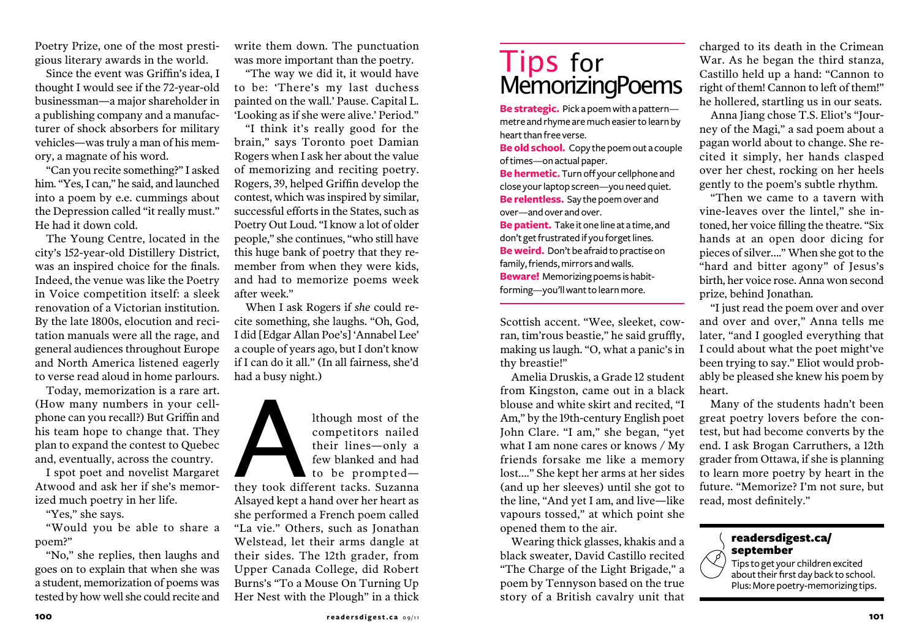Poetry Prize, one of the most prestigious literary awards in the world.

Since the event was Griffin's idea, I thought I would see if the 72-year-old businessman—a major shareholder in a publishing company and a manufacturer of shock absorbers for military vehicles—was truly a man of his memory, a magnate of his word.

"Can you recite something?" I asked him. "Yes, I can," he said, and launched into a poem by e.e. cummings about the Depression called "it really must." He had it down cold.

The Young Centre, located in the city's 152-year-old Distillery District, was an inspired choice for the finals. Indeed, the venue was like the Poetry in Voice competition itself: a sleek renovation of a Victorian institution. By the late 1800s, elocution and recitation manuals were all the rage, and general audiences throughout Europe and North America listened eagerly to verse read aloud in home parlours.

Today, memorization is a rare art. (How many numbers in your cellphone can you recall?) But Griffin and his team hope to change that. They plan to expand the contest to Quebec and, eventually, across the country.

I spot poet and novelist Margaret Atwood and ask her if she's memorized much poetry in her life.

"Yes," she says.

"Would you be able to share a poem?"

"No," she replies, then laughs and goes on to explain that when she was a student, memorization of poems was tested by how well she could recite and write them down. The punctuation was more important than the poetry.

"The way we did it, it would have to be: 'There's my last duchess painted on the wall.' Pause. Capital L. 'Looking as if she were alive.' Period."

"I think it's really good for the brain," says Toronto poet Damian Rogers when I ask her about the value of memorizing and reciting poetry. Rogers, 39, helped Griffin develop the contest, which was inspired by similar, successful efforts in the States, such as Poetry Out Loud. "I know a lot of older people," she continues, "who still have this huge bank of poetry that they remember from when they were kids, and had to memorize poems week after week."

When I ask Rogers if *she* could recite something, she laughs. "Oh, God, I did [Edgar Allan Poe's] 'Annabel Lee' a couple of years ago, but I don't know if I can do it all." (In all fairness, she'd had a busy night.)

Although most of the competitors nailed their lines—only a few blanked and had to be prompted—they took different tacks. Suzanna Alsayed kept a hand over her heart as she performed a French poem called "La vie." Others, such as Jonathan Welstead, let their arms dangle at their sides. The 12th grader, from Upper Canada College, did Robert Burns's "To a Mouse On Turning Up Her Nest with the Plough" in a thick Scottish accent. "Wee, sleeket, cowran, tim'rous beastie," he said gruffly, making us laugh. "O, what a panic's in thy breastie!"

Amelia Druskis, a Grade 12 student from Kingston, came out in a black blouse and white skirt and recited, "I Am," by the 19th-century English poet John Clare. "I am," she began, "yet what I am none cares or knows / My friends forsake me like a memory lost...." She kept her arms at her sides (and up her sleeves) until she got to the line, "And yet I am, and live—like vapours tossed," at which point she opened them to the air.

Wearing thick glasses, khakis and a black sweater, David Castillo recited "The Charge of the Light Brigade," a poem by Tennyson based on the true story of a British cavalry unit that charged to its death in the Crimean War. As he began the third stanza, Castillo held up a hand: "Cannon to right of them! Cannon to left of them!" he hollered, startling us in our seats.

Anna Jiang chose T.S. Eliot's "Journey of the Magi," a sad poem about a pagan world about to change. She recited it simply, her hands clasped over her chest, rocking on her heels gently to the poem's subtle rhythm.

"Then we came to a tavern with vine-leaves over the lintel," she intoned, her voice filling the theatre. "Six hands at an open door dicing for pieces of silver...." When she got to the "hard and bitter agony" of Jesus's birth, her voice rose. Anna won second prize, behind Jonathan.

"I just read the poem over and over and over and over," Anna tells me later, "and I googled everything that I could about what the poet might've been trying to say." Eliot would probably be pleased she knew his poem by heart.

Many of the students hadn't been great poetry lovers before the contest, but had become converts by the end. I ask Brogan Carruthers, a 12th grader from Ottawa, if she is planning to learn more poetry by heart in the future. "Memorize? I'm not sure, but read, most definitely."

## Tips for Memorizing Poems

**Be strategic.** Pick a poem with a pattern—metre and rhyme are much easier to learn by heart than free verse.
**Be old school.** Copy the poem out a couple of times—on actual paper.
**Be hermetic.** Turn off your cellphone and close your laptop screen—you need quiet.
**Be relentless.** Say the poem over and over—and over and over.
**Be patient.** Take it one line at a time, and don't get frustrated if you forget lines.
**Be weird.** Don't be afraid to practise on family, friends, mirrors and walls.
**Beware!** Memorizing poems is habit-forming—you'll want to learn more.

**readersdigest.ca/september**
Tips to get your children excited about their first day back to school. Plus: More poetry-memorizing tips.